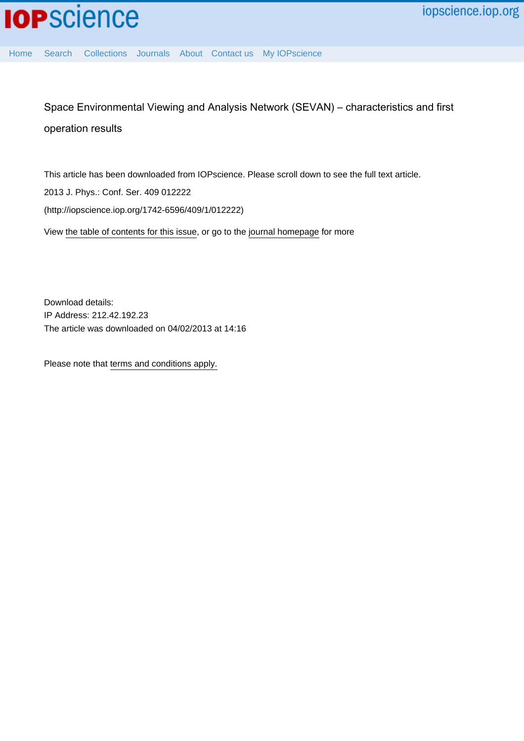# Space Environmental Viewing and Analysis Network (SEVAN) – characteristics and first operation results

This article has been downloaded from IOPscience. Please scroll down to see the full text article.

2013 J. Phys.: Conf. Ser. 409 012222

(http://iopscience.iop.org/1742-6596/409/1/012222)

View the table of contents for this issue, or go to the journal homepage for more

Download details:
IP Address: 212.42.192.23
The article was downloaded on 04/02/2013 at 14:16

Please note that terms and conditions apply.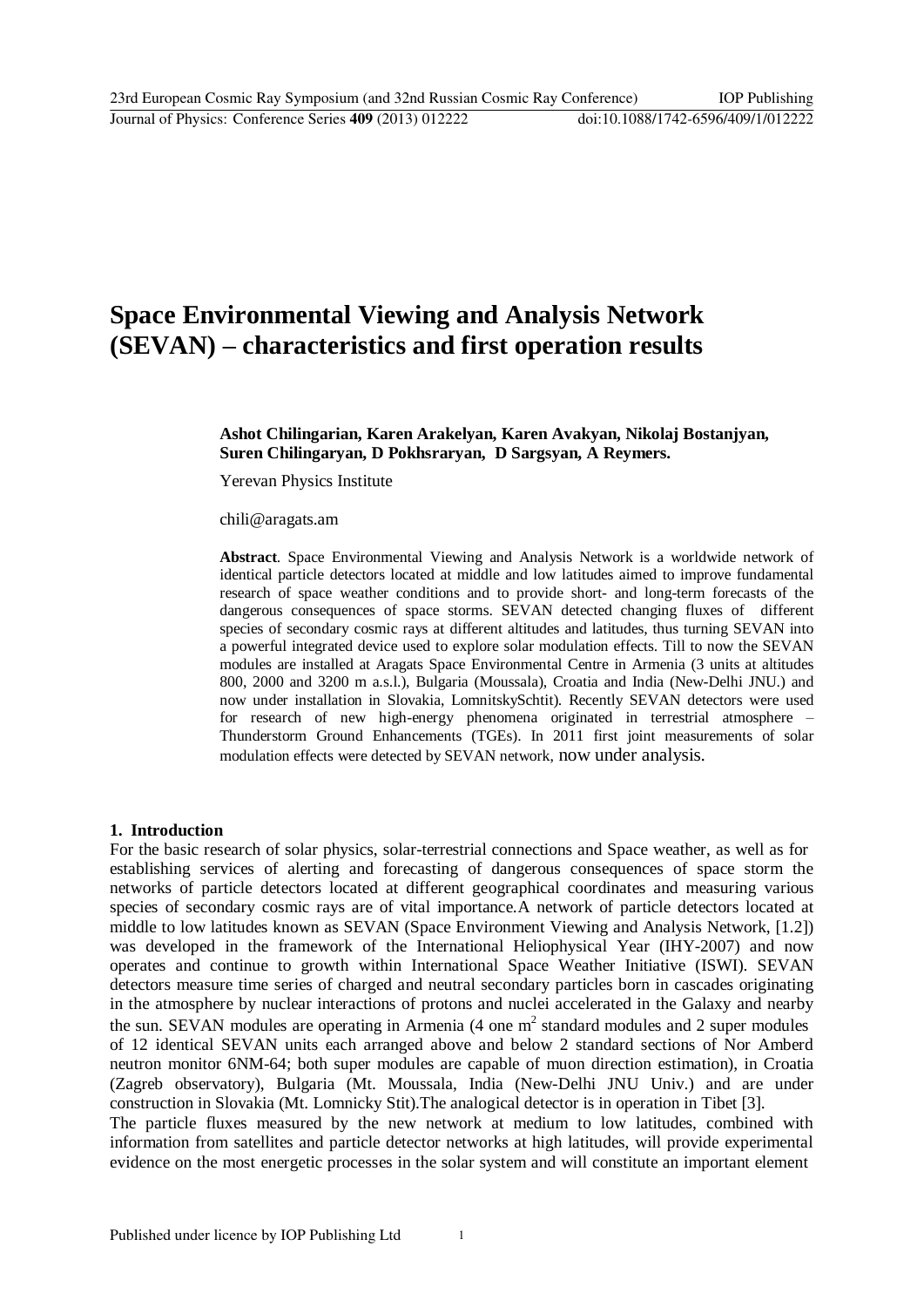# Space Environmental Viewing and Analysis Network (SEVAN) – characteristics and first operation results

**Ashot Chilingarian, Karen Arakelyan, Karen Avakyan, Nikolaj Bostanjyan, Suren Chilingaryan, D Pokhsraryan, D Sargsyan, A Reymers.**

Yerevan Physics Institute

chili@aragats.am

**Abstract**. Space Environmental Viewing and Analysis Network is a worldwide network of identical particle detectors located at middle and low latitudes aimed to improve fundamental research of space weather conditions and to provide short- and long-term forecasts of the dangerous consequences of space storms. SEVAN detected changing fluxes of different species of secondary cosmic rays at different altitudes and latitudes, thus turning SEVAN into a powerful integrated device used to explore solar modulation effects. Till to now the SEVAN modules are installed at Aragats Space Environmental Centre in Armenia (3 units at altitudes 800, 2000 and 3200 m a.s.l.), Bulgaria (Moussala), Croatia and India (New-Delhi JNU.) and now under installation in Slovakia, LomnitskySchtit). Recently SEVAN detectors were used for research of new high-energy phenomena originated in terrestrial atmosphere – Thunderstorm Ground Enhancements (TGEs). In 2011 first joint measurements of solar modulation effects were detected by SEVAN network, now under analysis.

## 1. Introduction

For the basic research of solar physics, solar-terrestrial connections and Space weather, as well as for establishing services of alerting and forecasting of dangerous consequences of space storm the networks of particle detectors located at different geographical coordinates and measuring various species of secondary cosmic rays are of vital importance.A network of particle detectors located at middle to low latitudes known as SEVAN (Space Environment Viewing and Analysis Network, [1.2]) was developed in the framework of the International Heliophysical Year (IHY-2007) and now operates and continue to growth within International Space Weather Initiative (ISWI). SEVAN detectors measure time series of charged and neutral secondary particles born in cascades originating in the atmosphere by nuclear interactions of protons and nuclei accelerated in the Galaxy and nearby the sun. SEVAN modules are operating in Armenia (4 one $m^2$ standard modules and 2 super modules of 12 identical SEVAN units each arranged above and below 2 standard sections of Nor Amberd neutron monitor 6NM-64; both super modules are capable of muon direction estimation), in Croatia (Zagreb observatory), Bulgaria (Mt. Moussala, India (New-Delhi JNU Univ.) and are under construction in Slovakia (Mt. Lomnicky Stit).The analogical detector is in operation in Tibet [3].

The particle fluxes measured by the new network at medium to low latitudes, combined with information from satellites and particle detector networks at high latitudes, will provide experimental evidence on the most energetic processes in the solar system and will constitute an important element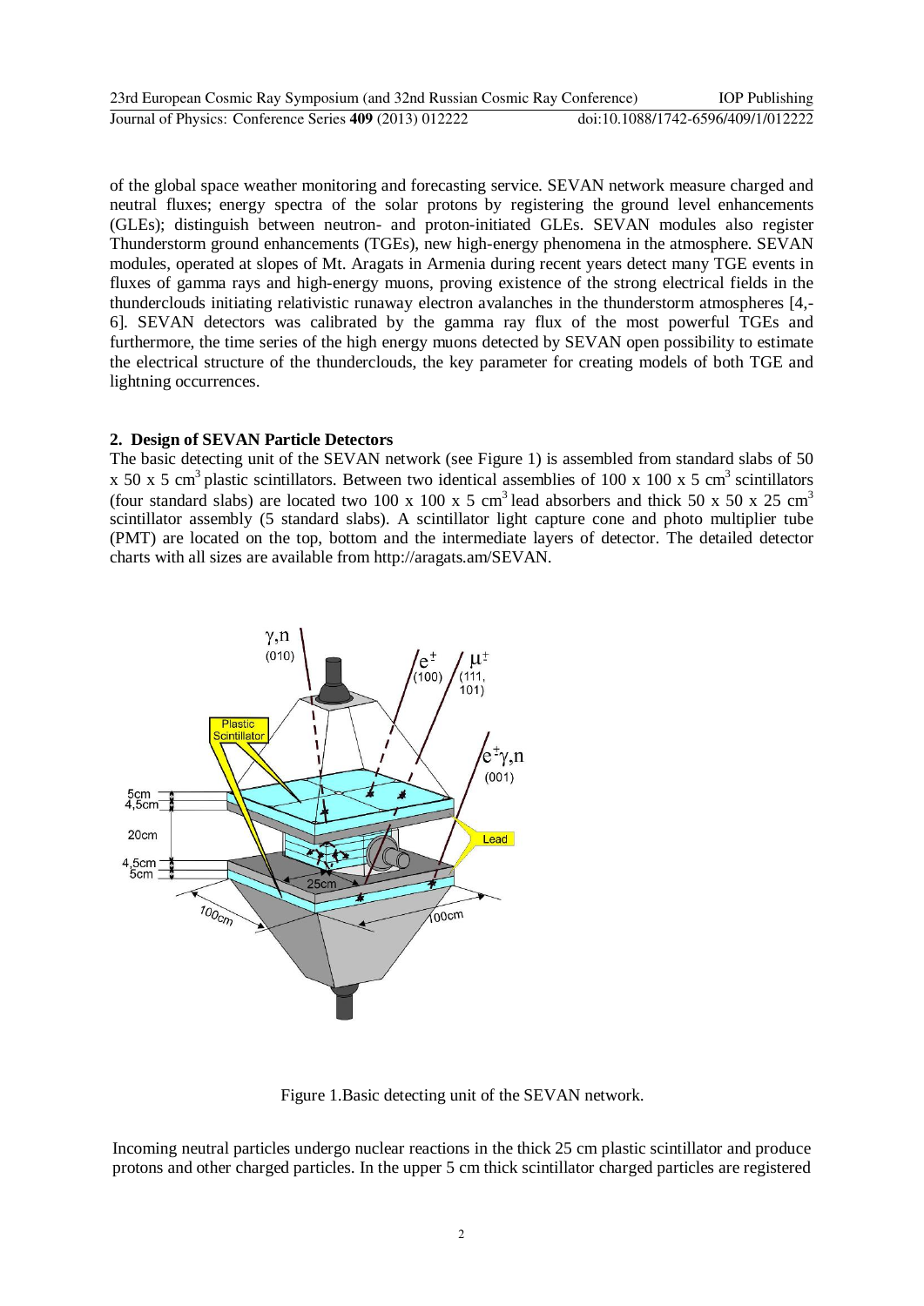of the global space weather monitoring and forecasting service. SEVAN network measure charged and neutral fluxes; energy spectra of the solar protons by registering the ground level enhancements (GLEs); distinguish between neutron- and proton-initiated GLEs. SEVAN modules also register Thunderstorm ground enhancements (TGEs), new high-energy phenomena in the atmosphere. SEVAN modules, operated at slopes of Mt. Aragats in Armenia during recent years detect many TGE events in fluxes of gamma rays and high-energy muons, proving existence of the strong electrical fields in the thunderclouds initiating relativistic runaway electron avalanches in the thunderstorm atmospheres [4,-6]. SEVAN detectors was calibrated by the gamma ray flux of the most powerful TGEs and furthermore, the time series of the high energy muons detected by SEVAN open possibility to estimate the electrical structure of the thunderclouds, the key parameter for creating models of both TGE and lightning occurrences.

## 2. Design of SEVAN Particle Detectors

The basic detecting unit of the SEVAN network (see Figure 1) is assembled from standard slabs of 50 x 50 x 5 $cm^3$ plastic scintillators. Between two identical assemblies of 100 x 100 x 5 $cm^3$ scintillators (four standard slabs) are located two 100 x 100 x 5 $cm^3$ lead absorbers and thick 50 x 50 x 25 $cm^3$ scintillator assembly (5 standard slabs). A scintillator light capture cone and photo multiplier tube (PMT) are located on the top, bottom and the intermediate layers of detector. The detailed detector charts with all sizes are available from http://aragats.am/SEVAN.

Figure 1.Basic detecting unit of the SEVAN network.

Incoming neutral particles undergo nuclear reactions in the thick 25 cm plastic scintillator and produce protons and other charged particles. In the upper 5 cm thick scintillator charged particles are registered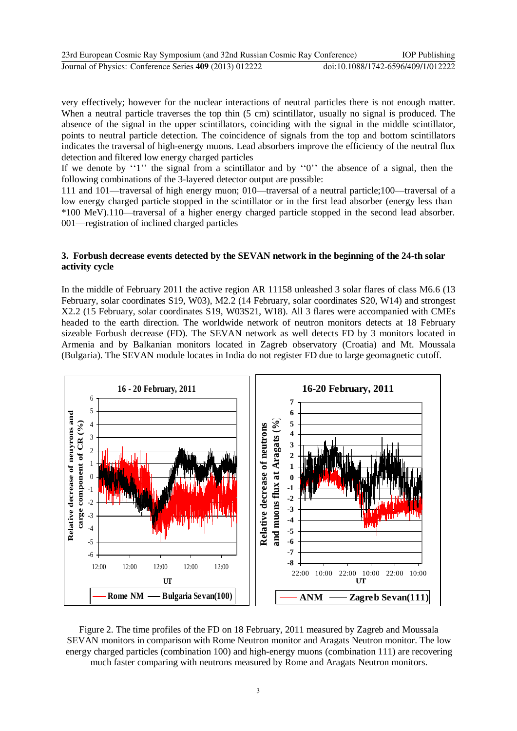very effectively; however for the nuclear interactions of neutral particles there is not enough matter. When a neutral particle traverses the top thin (5 cm) scintillator, usually no signal is produced. The absence of the signal in the upper scintillators, coinciding with the signal in the middle scintillator, points to neutral particle detection. The coincidence of signals from the top and bottom scintillators indicates the traversal of high-energy muons. Lead absorbers improve the efficiency of the neutral flux detection and filtered low energy charged particles

If we denote by ''1'' the signal from a scintillator and by ''0'' the absence of a signal, then the following combinations of the 3-layered detector output are possible:

111 and 101—traversal of high energy muon; 010—traversal of a neutral particle;100—traversal of a low energy charged particle stopped in the scintillator or in the first lead absorber (energy less than *100 MeV).110—traversal of a higher energy charged particle stopped in the second lead absorber. 001—registration of inclined charged particles

## 3. Forbush decrease events detected by the SEVAN network in the beginning of the 24-th solar activity cycle

In the middle of February 2011 the active region AR 11158 unleashed 3 solar flares of class M6.6 (13 February, solar coordinates S19, W03), M2.2 (14 February, solar coordinates S20, W14) and strongest X2.2 (15 February, solar coordinates S19, W03S21, W18). All 3 flares were accompanied with CMEs headed to the earth direction. The worldwide network of neutron monitors detects at 18 February sizeable Forbush decrease (FD). The SEVAN network as well detects FD by 3 monitors located in Armenia and by Balkanian monitors located in Zagreb observatory (Croatia) and Mt. Moussala (Bulgaria). The SEVAN module locates in India do not register FD due to large geomagnetic cutoff.

Figure 2. The time profiles of the FD on 18 February, 2011 measured by Zagreb and Moussala SEVAN monitors in comparison with Rome Neutron monitor and Aragats Neutron monitor. The low energy charged particles (combination 100) and high-energy muons (combination 111) are recovering much faster comparing with neutrons measured by Rome and Aragats Neutron monitors.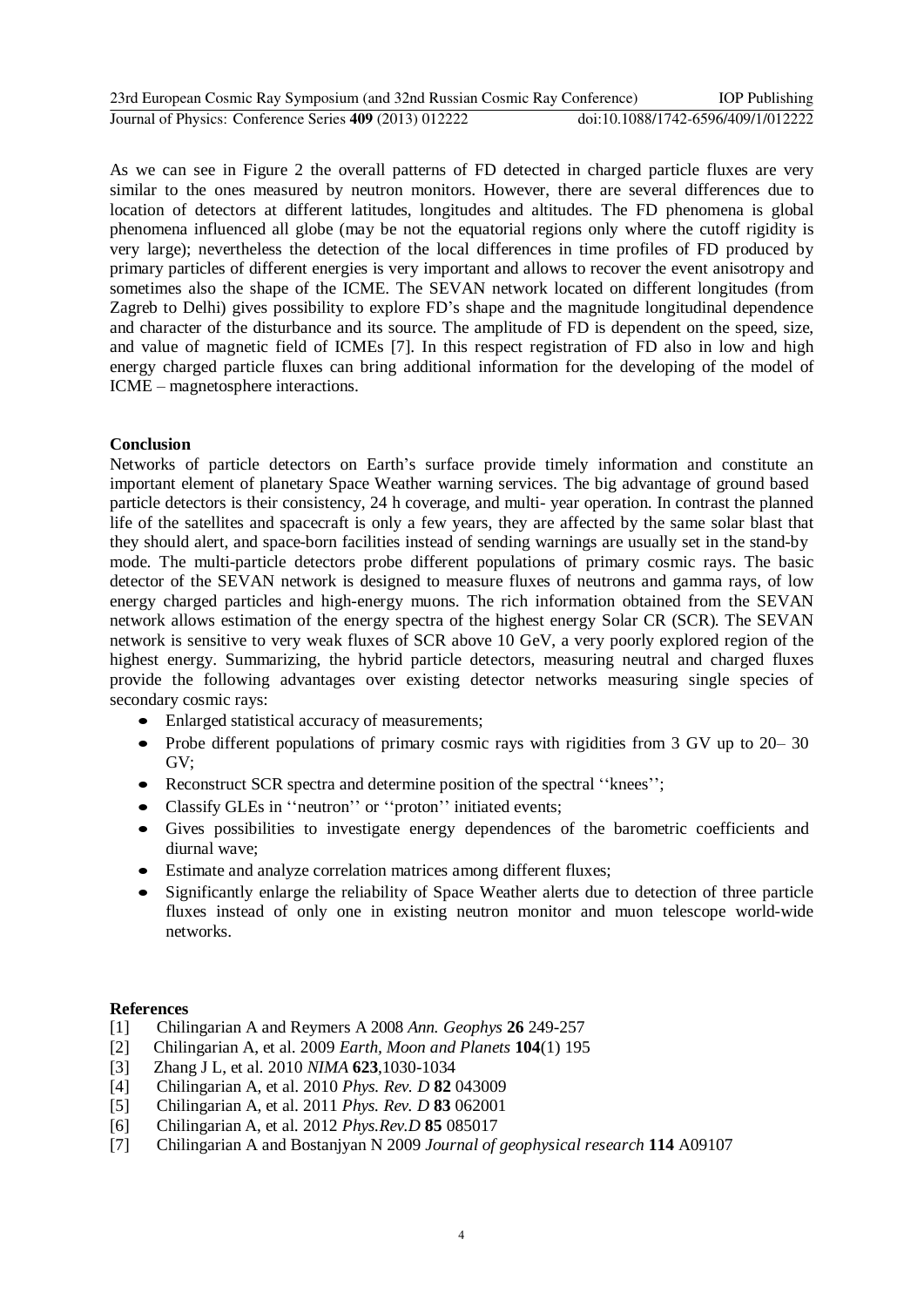As we can see in Figure 2 the overall patterns of FD detected in charged particle fluxes are very similar to the ones measured by neutron monitors. However, there are several differences due to location of detectors at different latitudes, longitudes and altitudes. The FD phenomena is global phenomena influenced all globe (may be not the equatorial regions only where the cutoff rigidity is very large); nevertheless the detection of the local differences in time profiles of FD produced by primary particles of different energies is very important and allows to recover the event anisotropy and sometimes also the shape of the ICME. The SEVAN network located on different longitudes (from Zagreb to Delhi) gives possibility to explore FD's shape and the magnitude longitudinal dependence and character of the disturbance and its source. The amplitude of FD is dependent on the speed, size, and value of magnetic field of ICMEs [7]. In this respect registration of FD also in low and high energy charged particle fluxes can bring additional information for the developing of the model of ICME – magnetosphere interactions.

## Conclusion

Networks of particle detectors on Earth's surface provide timely information and constitute an important element of planetary Space Weather warning services. The big advantage of ground based particle detectors is their consistency, 24 h coverage, and multi- year operation. In contrast the planned life of the satellites and spacecraft is only a few years, they are affected by the same solar blast that they should alert, and space-born facilities instead of sending warnings are usually set in the stand-by mode. The multi-particle detectors probe different populations of primary cosmic rays. The basic detector of the SEVAN network is designed to measure fluxes of neutrons and gamma rays, of low energy charged particles and high-energy muons. The rich information obtained from the SEVAN network allows estimation of the energy spectra of the highest energy Solar CR (SCR). The SEVAN network is sensitive to very weak fluxes of SCR above 10 GeV, a very poorly explored region of the highest energy. Summarizing, the hybrid particle detectors, measuring neutral and charged fluxes provide the following advantages over existing detector networks measuring single species of secondary cosmic rays:

- Enlarged statistical accuracy of measurements;
- Probe different populations of primary cosmic rays with rigidities from 3 GV up to 20– 30 GV;
- Reconstruct SCR spectra and determine position of the spectral ''knees'';
- Classify GLEs in ''neutron'' or ''proton'' initiated events;
- Gives possibilities to investigate energy dependences of the barometric coefficients and diurnal wave;
- Estimate and analyze correlation matrices among different fluxes;
- Significantly enlarge the reliability of Space Weather alerts due to detection of three particle fluxes instead of only one in existing neutron monitor and muon telescope world-wide networks.

## References

[1] Chilingarian A and Reymers A 2008 *Ann. Geophys* **26** 249-257
[2] Chilingarian A, et al. 2009 *Earth, Moon and Planets* **104**(1) 195
[3] Zhang J L, et al. 2010 *NIMA* **623**,1030-1034
[4] Chilingarian A, et al. 2010 *Phys. Rev. D* **82** 043009
[5] Chilingarian A, et al. 2011 *Phys. Rev. D* **83** 062001
[6] Chilingarian A, et al. 2012 *Phys.Rev.D* **85** 085017
[7] Chilingarian A and Bostanjyan N 2009 *Journal of geophysical research* **114** A09107